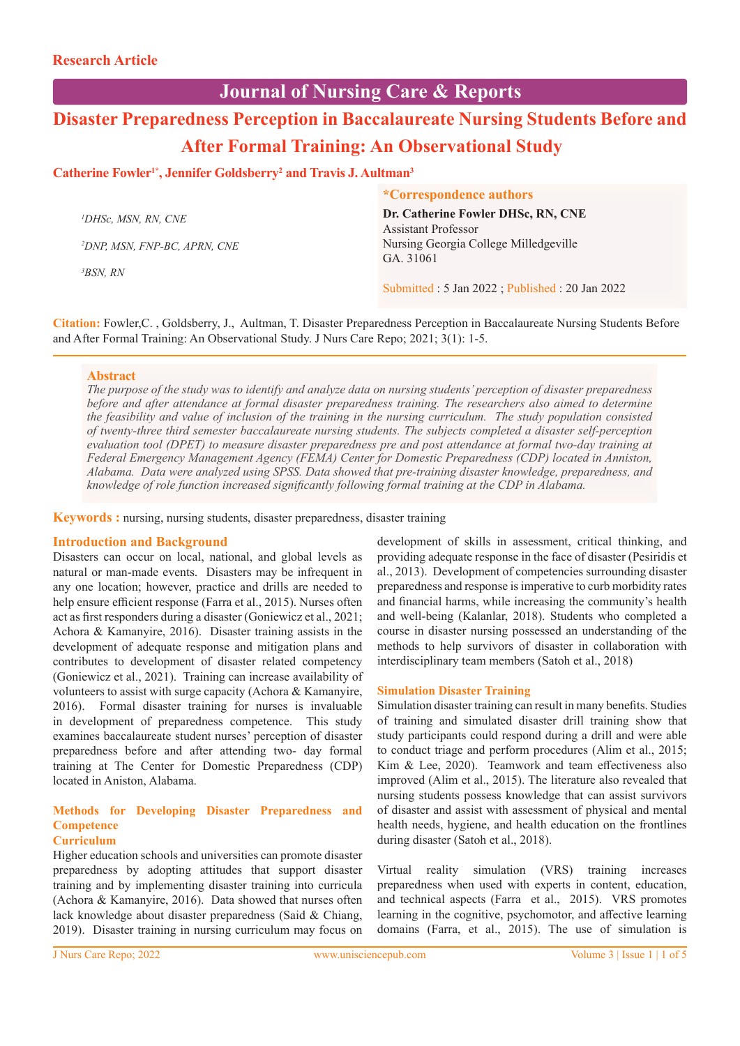Research Article

# Disaster Preparedness Perception in Baccalaureate Nursing Students Before and After Formal Training: An Observational Study

**Catherine Fowler[1*], Jennifer Goldsberry[2] and Travis J. Aultman[3]**

[1]*DHSc, MSN, RN, CNE*

[2]*DNP, MSN, FNP-BC, APRN, CNE*

[3]*BSN, RN*

**\*Correspondence authors**

**Dr. Catherine Fowler DHSc, RN, CNE**
Assistant Professor
Nursing Georgia College Milledgeville
GA. 31061

Submitted : 5 Jan 2022 ; Published : 20 Jan 2022

**Citation:** Fowler,C. , Goldsberry, J., Aultman, T. Disaster Preparedness Perception in Baccalaureate Nursing Students Before and After Formal Training: An Observational Study. J Nurs Care Repo; 2021; 3(1): 1-5.

## Abstract

*The purpose of the study was to identify and analyze data on nursing students' perception of disaster preparedness before and after attendance at formal disaster preparedness training. The researchers also aimed to determine the feasibility and value of inclusion of the training in the nursing curriculum. The study population consisted of twenty-three third semester baccalaureate nursing students. The subjects completed a disaster self-perception evaluation tool (DPET) to measure disaster preparedness pre and post attendance at formal two-day training at Federal Emergency Management Agency (FEMA) Center for Domestic Preparedness (CDP) located in Anniston, Alabama. Data were analyzed using SPSS. Data showed that pre-training disaster knowledge, preparedness, and knowledge of role function increased significantly following formal training at the CDP in Alabama.*

**Keywords :** nursing, nursing students, disaster preparedness, disaster training

## Introduction and Background

Disasters can occur on local, national, and global levels as natural or man-made events. Disasters may be infrequent in any one location; however, practice and drills are needed to help ensure efficient response (Farra et al., 2015). Nurses often act as first responders during a disaster (Goniewicz et al., 2021; Achora & Kamanyire, 2016). Disaster training assists in the development of adequate response and mitigation plans and contributes to development of disaster related competency (Goniewicz et al., 2021). Training can increase availability of volunteers to assist with surge capacity (Achora & Kamanyire, 2016). Formal disaster training for nurses is invaluable in development of preparedness competence. This study examines baccalaureate student nurses' perception of disaster preparedness before and after attending two- day formal training at The Center for Domestic Preparedness (CDP) located in Aniston, Alabama.

## Methods for Developing Disaster Preparedness and Competence

### Curriculum

Higher education schools and universities can promote disaster preparedness by adopting attitudes that support disaster training and by implementing disaster training into curricula (Achora & Kamanyire, 2016). Data showed that nurses often lack knowledge about disaster preparedness (Said & Chiang, 2019). Disaster training in nursing curriculum may focus on development of skills in assessment, critical thinking, and providing adequate response in the face of disaster (Pesiridis et al., 2013). Development of competencies surrounding disaster preparedness and response is imperative to curb morbidity rates and financial harms, while increasing the community's health and well-being (Kalanlar, 2018). Students who completed a course in disaster nursing possessed an understanding of the methods to help survivors of disaster in collaboration with interdisciplinary team members (Satoh et al., 2018)

### Simulation Disaster Training

Simulation disaster training can result in many benefits. Studies of training and simulated disaster drill training show that study participants could respond during a drill and were able to conduct triage and perform procedures (Alim et al., 2015; Kim & Lee, 2020). Teamwork and team effectiveness also improved (Alim et al., 2015). The literature also revealed that nursing students possess knowledge that can assist survivors of disaster and assist with assessment of physical and mental health needs, hygiene, and health education on the frontlines during disaster (Satoh et al., 2018).

Virtual reality simulation (VRS) training increases preparedness when used with experts in content, education, and technical aspects (Farra et al., 2015). VRS promotes learning in the cognitive, psychomotor, and affective learning domains (Farra, et al., 2015). The use of simulation is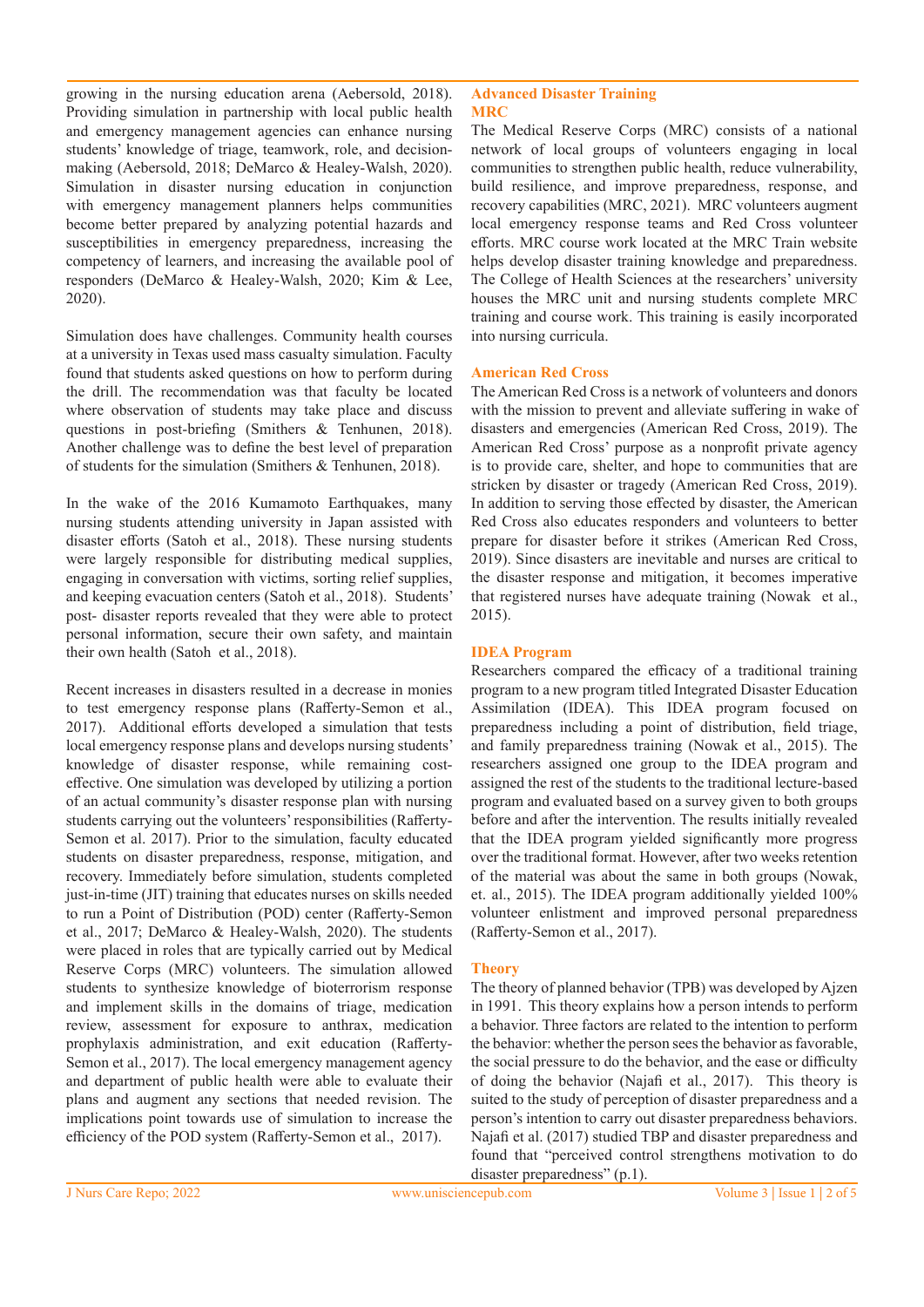growing in the nursing education arena (Aebersold, 2018). Providing simulation in partnership with local public health and emergency management agencies can enhance nursing students' knowledge of triage, teamwork, role, and decision-making (Aebersold, 2018; DeMarco & Healey-Walsh, 2020). Simulation in disaster nursing education in conjunction with emergency management planners helps communities become better prepared by analyzing potential hazards and susceptibilities in emergency preparedness, increasing the competency of learners, and increasing the available pool of responders (DeMarco & Healey-Walsh, 2020; Kim & Lee, 2020).

Simulation does have challenges. Community health courses at a university in Texas used mass casualty simulation. Faculty found that students asked questions on how to perform during the drill. The recommendation was that faculty be located where observation of students may take place and discuss questions in post-briefing (Smithers & Tenhunen, 2018). Another challenge was to define the best level of preparation of students for the simulation (Smithers & Tenhunen, 2018).

In the wake of the 2016 Kumamoto Earthquakes, many nursing students attending university in Japan assisted with disaster efforts (Satoh et al., 2018). These nursing students were largely responsible for distributing medical supplies, engaging in conversation with victims, sorting relief supplies, and keeping evacuation centers (Satoh et al., 2018). Students' post- disaster reports revealed that they were able to protect personal information, secure their own safety, and maintain their own health (Satoh et al., 2018).

Recent increases in disasters resulted in a decrease in monies to test emergency response plans (Rafferty-Semon et al., 2017). Additional efforts developed a simulation that tests local emergency response plans and develops nursing students' knowledge of disaster response, while remaining cost-effective. One simulation was developed by utilizing a portion of an actual community's disaster response plan with nursing students carrying out the volunteers' responsibilities (Rafferty-Semon et al. 2017). Prior to the simulation, faculty educated students on disaster preparedness, response, mitigation, and recovery. Immediately before simulation, students completed just-in-time (JIT) training that educates nurses on skills needed to run a Point of Distribution (POD) center (Rafferty-Semon et al., 2017; DeMarco & Healey-Walsh, 2020). The students were placed in roles that are typically carried out by Medical Reserve Corps (MRC) volunteers. The simulation allowed students to synthesize knowledge of bioterrorism response and implement skills in the domains of triage, medication review, assessment for exposure to anthrax, medication prophylaxis administration, and exit education (Rafferty-Semon et al., 2017). The local emergency management agency and department of public health were able to evaluate their plans and augment any sections that needed revision. The implications point towards use of simulation to increase the efficiency of the POD system (Rafferty-Semon et al., 2017).

## Advanced Disaster Training

### MRC

The Medical Reserve Corps (MRC) consists of a national network of local groups of volunteers engaging in local communities to strengthen public health, reduce vulnerability, build resilience, and improve preparedness, response, and recovery capabilities (MRC, 2021). MRC volunteers augment local emergency response teams and Red Cross volunteer efforts. MRC course work located at the MRC Train website helps develop disaster training knowledge and preparedness. The College of Health Sciences at the researchers' university houses the MRC unit and nursing students complete MRC training and course work. This training is easily incorporated into nursing curricula.

### American Red Cross

The American Red Cross is a network of volunteers and donors with the mission to prevent and alleviate suffering in wake of disasters and emergencies (American Red Cross, 2019). The American Red Cross' purpose as a nonprofit private agency is to provide care, shelter, and hope to communities that are stricken by disaster or tragedy (American Red Cross, 2019). In addition to serving those effected by disaster, the American Red Cross also educates responders and volunteers to better prepare for disaster before it strikes (American Red Cross, 2019). Since disasters are inevitable and nurses are critical to the disaster response and mitigation, it becomes imperative that registered nurses have adequate training (Nowak et al., 2015).

### IDEA Program

Researchers compared the efficacy of a traditional training program to a new program titled Integrated Disaster Education Assimilation (IDEA). This IDEA program focused on preparedness including a point of distribution, field triage, and family preparedness training (Nowak et al., 2015). The researchers assigned one group to the IDEA program and assigned the rest of the students to the traditional lecture-based program and evaluated based on a survey given to both groups before and after the intervention. The results initially revealed that the IDEA program yielded significantly more progress over the traditional format. However, after two weeks retention of the material was about the same in both groups (Nowak, et. al., 2015). The IDEA program additionally yielded 100% volunteer enlistment and improved personal preparedness (Rafferty-Semon et al., 2017).

## Theory

The theory of planned behavior (TPB) was developed by Ajzen in 1991. This theory explains how a person intends to perform a behavior. Three factors are related to the intention to perform the behavior: whether the person sees the behavior as favorable, the social pressure to do the behavior, and the ease or difficulty of doing the behavior (Najafi et al., 2017). This theory is suited to the study of perception of disaster preparedness and a person's intention to carry out disaster preparedness behaviors. Najafi et al. (2017) studied TBP and disaster preparedness and found that "perceived control strengthens motivation to do disaster preparedness" (p.1).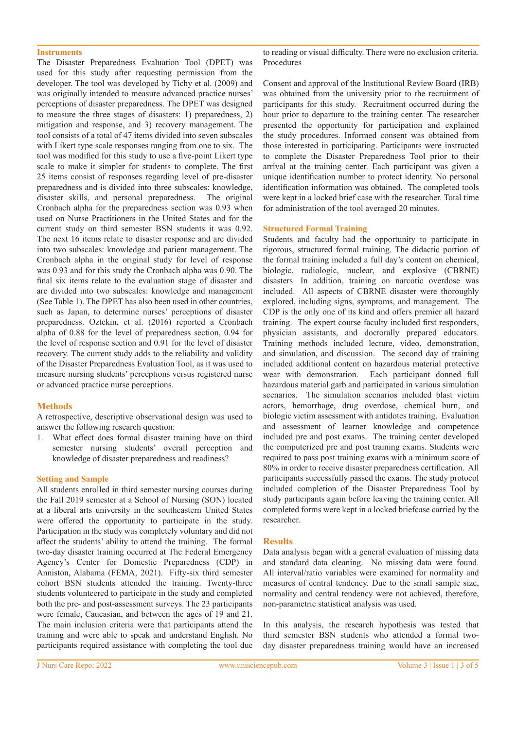## Instruments

The Disaster Preparedness Evaluation Tool (DPET) was used for this study after requesting permission from the developer. The tool was developed by Tichy et al. (2009) and was originally intended to measure advanced practice nurses' perceptions of disaster preparedness. The DPET was designed to measure the three stages of disasters: 1) preparedness, 2) mitigation and response, and 3) recovery management. The tool consists of a total of 47 items divided into seven subscales with Likert type scale responses ranging from one to six. The tool was modified for this study to use a five-point Likert type scale to make it simpler for students to complete. The first 25 items consist of responses regarding level of pre-disaster preparedness and is divided into three subscales: knowledge, disaster skills, and personal preparedness. The original Cronbach alpha for the preparedness section was 0.93 when used on Nurse Practitioners in the United States and for the current study on third semester BSN students it was 0.92. The next 16 items relate to disaster response and are divided into two subscales: knowledge and patient management. The Cronbach alpha in the original study for level of response was 0.93 and for this study the Cronbach alpha was 0.90. The final six items relate to the evaluation stage of disaster and are divided into two subscales: knowledge and management (See Table 1). The DPET has also been used in other countries, such as Japan, to determine nurses' perceptions of disaster preparedness. Oztekin, et al. (2016) reported a Cronbach alpha of 0.88 for the level of preparedness section, 0.94 for the level of response section and 0.91 for the level of disaster recovery. The current study adds to the reliability and validity of the Disaster Preparedness Evaluation Tool, as it was used to measure nursing students' perceptions versus registered nurse or advanced practice nurse perceptions.

## Methods

A retrospective, descriptive observational design was used to answer the following research question:

1. What effect does formal training have on third semester nursing students' overall perception and knowledge of disaster preparedness and readiness?

## Setting and Sample

All students enrolled in third semester nursing courses during the Fall 2019 semester at a School of Nursing (SON) located at a liberal arts university in the southeastern United States were offered the opportunity to participate in the study. Participation in the study was completely voluntary and did not affect the students' ability to attend the training. The formal two-day disaster training occurred at The Federal Emergency Agency's Center for Domestic Preparedness (CDP) in Anniston, Alabama (FEMA, 2021). Fifty-six third semester cohort BSN students attended the training. Twenty-three students volunteered to participate in the study and completed both the pre- and post-assessment surveys. The 23 participants were female, Caucasian, and between the ages of 19 and 21. The main inclusion criteria were that participants attend the training and were able to speak and understand English. No participants required assistance with completing the tool due to reading or visual difficulty. There were no exclusion criteria.

Procedures

Consent and approval of the Institutional Review Board (IRB) was obtained from the university prior to the recruitment of participants for this study. Recruitment occurred during the hour prior to departure to the training center. The researcher presented the opportunity for participation and explained the study procedures. Informed consent was obtained from those interested in participating. Participants were instructed to complete the Disaster Preparedness Tool prior to their arrival at the training center. Each participant was given a unique identification number to protect identity. No personal identification information was obtained. The completed tools were kept in a locked brief case with the researcher. Total time for administration of the tool averaged 20 minutes.

## Structured Formal Training

Students and faculty had the opportunity to participate in rigorous, structured formal training. The didactic portion of the formal training included a full day's content on chemical, biologic, radiologic, nuclear, and explosive (CBRNE) disasters. In addition, training on narcotic overdose was included. All aspects of CBRNE disaster were thoroughly explored, including signs, symptoms, and management. The CDP is the only one of its kind and offers premier all hazard training. The expert course faculty included first responders, physician assistants, and doctorally prepared educators. Training methods included lecture, video, demonstration, and simulation, and discussion. The second day of training included additional content on hazardous material protective wear with demonstration. Each participant donned full hazardous material garb and participated in various simulation scenarios. The simulation scenarios included blast victim actors, hemorrhage, drug overdose, chemical burn, and biologic victim assessment with antidotes training. Evaluation and assessment of learner knowledge and competence included pre and post exams. The training center developed the computerized pre and post training exams. Students were required to pass post training exams with a minimum score of 80% in order to receive disaster preparedness certification. All participants successfully passed the exams. The study protocol included completion of the Disaster Preparedness Tool by study participants again before leaving the training center. All completed forms were kept in a locked briefcase carried by the researcher.

## Results

Data analysis began with a general evaluation of missing data and standard data cleaning. No missing data were found. All interval/ratio variables were examined for normality and measures of central tendency. Due to the small sample size, normality and central tendency were not achieved, therefore, non-parametric statistical analysis was used.

In this analysis, the research hypothesis was tested that third semester BSN students who attended a formal two-day disaster preparedness training would have an increased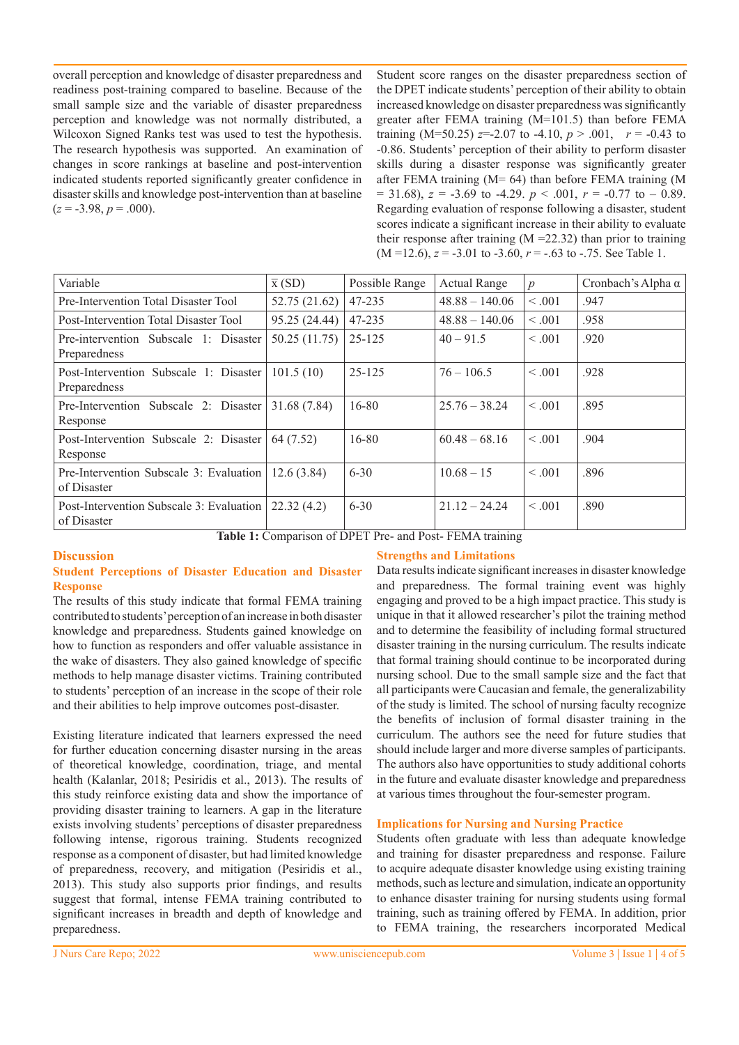overall perception and knowledge of disaster preparedness and readiness post-training compared to baseline. Because of the small sample size and the variable of disaster preparedness perception and knowledge was not normally distributed, a Wilcoxon Signed Ranks test was used to test the hypothesis. The research hypothesis was supported. An examination of changes in score rankings at baseline and post-intervention indicated students reported significantly greater confidence in disaster skills and knowledge post-intervention than at baseline ($z$ = -3.98, $p$ = .000).

Student score ranges on the disaster preparedness section of the DPET indicate students' perception of their ability to obtain increased knowledge on disaster preparedness was significantly greater after FEMA training (M=101.5) than before FEMA training (M=50.25) $z$=-2.07 to -4.10, $p$ > .001, $r$ = -0.43 to -0.86. Students' perception of their ability to perform disaster skills during a disaster response was significantly greater after FEMA training (M= 64) than before FEMA training (M = 31.68), $z$ = -3.69 to -4.29. $p$ < .001, $r$ = -0.77 to – 0.89. Regarding evaluation of response following a disaster, student scores indicate a significant increase in their ability to evaluate their response after training (M =22.32) than prior to training (M =12.6), $z$ = -3.01 to -3.60, $r$ = -.63 to -.75. See Table 1.

| Variable | $\bar{x}$ (SD) | Possible Range | Actual Range | $p$ | Cronbach's Alpha α |
|---|---|---|---|---|---|
| Pre-Intervention Total Disaster Tool | 52.75 (21.62) | 47-235 | 48.88 – 140.06 | < .001 | .947 |
| Post-Intervention Total Disaster Tool | 95.25 (24.44) | 47-235 | 48.88 – 140.06 | < .001 | .958 |
| Pre-intervention Subscale 1: Disaster Preparedness | 50.25 (11.75) | 25-125 | 40 – 91.5 | < .001 | .920 |
| Post-Intervention Subscale 1: Disaster Preparedness | 101.5 (10) | 25-125 | 76 – 106.5 | < .001 | .928 |
| Pre-Intervention Subscale 2: Disaster Response | 31.68 (7.84) | 16-80 | 25.76 – 38.24 | < .001 | .895 |
| Post-Intervention Subscale 2: Disaster Response | 64 (7.52) | 16-80 | 60.48 – 68.16 | < .001 | .904 |
| Pre-Intervention Subscale 3: Evaluation of Disaster | 12.6 (3.84) | 6-30 | 10.68 – 15 | < .001 | .896 |
| Post-Intervention Subscale 3: Evaluation of Disaster | 22.32 (4.2) | 6-30 | 21.12 – 24.24 | < .001 | .890 |

**Table 1:** Comparison of DPET Pre- and Post- FEMA training

## Discussion

### Student Perceptions of Disaster Education and Disaster Response

The results of this study indicate that formal FEMA training contributed to students' perception of an increase in both disaster knowledge and preparedness. Students gained knowledge on how to function as responders and offer valuable assistance in the wake of disasters. They also gained knowledge of specific methods to help manage disaster victims. Training contributed to students' perception of an increase in the scope of their role and their abilities to help improve outcomes post-disaster.

Existing literature indicated that learners expressed the need for further education concerning disaster nursing in the areas of theoretical knowledge, coordination, triage, and mental health (Kalanlar, 2018; Pesiridis et al., 2013). The results of this study reinforce existing data and show the importance of providing disaster training to learners. A gap in the literature exists involving students' perceptions of disaster preparedness following intense, rigorous training. Students recognized response as a component of disaster, but had limited knowledge of preparedness, recovery, and mitigation (Pesiridis et al., 2013). This study also supports prior findings, and results suggest that formal, intense FEMA training contributed to significant increases in breadth and depth of knowledge and preparedness.

### Strengths and Limitations

Data results indicate significant increases in disaster knowledge and preparedness. The formal training event was highly engaging and proved to be a high impact practice. This study is unique in that it allowed researcher's pilot the training method and to determine the feasibility of including formal structured disaster training in the nursing curriculum. The results indicate that formal training should continue to be incorporated during nursing school. Due to the small sample size and the fact that all participants were Caucasian and female, the generalizability of the study is limited. The school of nursing faculty recognize the benefits of inclusion of formal disaster training in the curriculum. The authors see the need for future studies that should include larger and more diverse samples of participants. The authors also have opportunities to study additional cohorts in the future and evaluate disaster knowledge and preparedness at various times throughout the four-semester program.

### Implications for Nursing and Nursing Practice

Students often graduate with less than adequate knowledge and training for disaster preparedness and response. Failure to acquire adequate disaster knowledge using existing training methods, such as lecture and simulation, indicate an opportunity to enhance disaster training for nursing students using formal training, such as training offered by FEMA. In addition, prior to FEMA training, the researchers incorporated Medical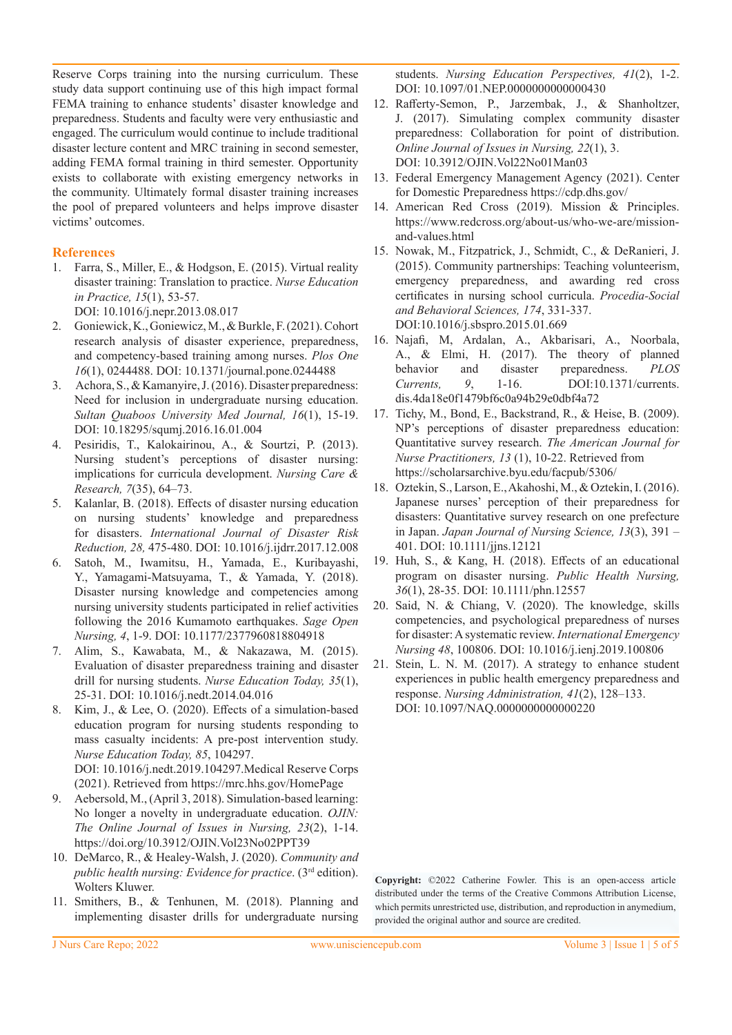Reserve Corps training into the nursing curriculum. These study data support continuing use of this high impact formal FEMA training to enhance students' disaster knowledge and preparedness. Students and faculty were very enthusiastic and engaged. The curriculum would continue to include traditional disaster lecture content and MRC training in second semester, adding FEMA formal training in third semester. Opportunity exists to collaborate with existing emergency networks in the community. Ultimately formal disaster training increases the pool of prepared volunteers and helps improve disaster victims' outcomes.

## References

1. Farra, S., Miller, E., & Hodgson, E. (2015). Virtual reality disaster training: Translation to practice. *Nurse Education in Practice, 15*(1), 53-57. DOI: 10.1016/j.nepr.2013.08.017
2. Goniewick, K., Goniewicz, M., & Burkle, F. (2021). Cohort research analysis of disaster experience, preparedness, and competency-based training among nurses. *Plos One 16*(1), 0244488. DOI: 10.1371/journal.pone.0244488
3. Achora, S., & Kamanyire, J. (2016). Disaster preparedness: Need for inclusion in undergraduate nursing education. *Sultan Quaboos University Med Journal, 16*(1), 15-19. DOI: 10.18295/squmj.2016.16.01.004
4. Pesiridis, T., Kalokairinou, A., & Sourtzi, P. (2013). Nursing student's perceptions of disaster nursing: implications for curricula development. *Nursing Care & Research, 7*(35), 64–73.
5. Kalanlar, B. (2018). Effects of disaster nursing education on nursing students' knowledge and preparedness for disasters. *International Journal of Disaster Risk Reduction, 28,* 475-480. DOI: 10.1016/j.ijdrr.2017.12.008
6. Satoh, M., Iwamitsu, H., Yamada, E., Kuribayashi, Y., Yamagami-Matsuyama, T., & Yamada, Y. (2018). Disaster nursing knowledge and competencies among nursing university students participated in relief activities following the 2016 Kumamoto earthquakes. *Sage Open Nursing, 4*, 1-9. DOI: 10.1177/2377960818804918
7. Alim, S., Kawabata, M., & Nakazawa, M. (2015). Evaluation of disaster preparedness training and disaster drill for nursing students. *Nurse Education Today, 35*(1), 25-31. DOI: 10.1016/j.nedt.2014.04.016
8. Kim, J., & Lee, O. (2020). Effects of a simulation-based education program for nursing students responding to mass casualty incidents: A pre-post intervention study. *Nurse Education Today, 85*, 104297. DOI: 10.1016/j.nedt.2019.104297.Medical Reserve Corps (2021). Retrieved from https://mrc.hhs.gov/HomePage
9. Aebersold, M., (April 3, 2018). Simulation-based learning: No longer a novelty in undergraduate education. *OJIN: The Online Journal of Issues in Nursing, 23*(2), 1-14. https://doi.org/10.3912/OJIN.Vol23No02PPT39
10. DeMarco, R., & Healey-Walsh, J. (2020). *Community and public health nursing: Evidence for practice*. (3rd edition). Wolters Kluwer.
11. Smithers, B., & Tenhunen, M. (2018). Planning and implementing disaster drills for undergraduate nursing students. *Nursing Education Perspectives, 41*(2), 1-2. DOI: 10.1097/01.NEP.0000000000000430
12. Rafferty-Semon, P., Jarzembak, J., & Shanholtzer, J. (2017). Simulating complex community disaster preparedness: Collaboration for point of distribution. *Online Journal of Issues in Nursing, 22*(1), 3. DOI: 10.3912/OJIN.Vol22No01Man03
13. Federal Emergency Management Agency (2021). Center for Domestic Preparedness https://cdp.dhs.gov/
14. American Red Cross (2019). Mission & Principles. https://www.redcross.org/about-us/who-we-are/mission-and-values.html
15. Nowak, M., Fitzpatrick, J., Schmidt, C., & DeRanieri, J. (2015). Community partnerships: Teaching volunteerism, emergency preparedness, and awarding red cross certificates in nursing school curricula. *Procedia-Social and Behavioral Sciences, 174*, 331-337. DOI:10.1016/j.sbspro.2015.01.669
16. Najafi, M, Ardalan, A., Akbarisari, A., Noorbala, A., & Elmi, H. (2017). The theory of planned behavior and disaster preparedness. *PLOS Currents, 9*, 1-16. DOI:10.1371/currents.dis.4da18e0f1479bf6c0a94b29e0dbf4a72
17. Tichy, M., Bond, E., Backstrand, R., & Heise, B. (2009). NP's perceptions of disaster preparedness education: Quantitative survey research. *The American Journal for Nurse Practitioners, 13* (1), 10-22. Retrieved from https://scholarsarchive.byu.edu/facpub/5306/
18. Oztekin, S., Larson, E., Akahoshi, M., & Oztekin, I. (2016). Japanese nurses' perception of their preparedness for disasters: Quantitative survey research on one prefecture in Japan. *Japan Journal of Nursing Science, 13*(3), 391 – 401. DOI: 10.1111/jjns.12121
19. Huh, S., & Kang, H. (2018). Effects of an educational program on disaster nursing. *Public Health Nursing, 36*(1), 28-35. DOI: 10.1111/phn.12557
20. Said, N. & Chiang, V. (2020). The knowledge, skills competencies, and psychological preparedness of nurses for disaster: A systematic review. *International Emergency Nursing 48*, 100806. DOI: 10.1016/j.ienj.2019.100806
21. Stein, L. N. M. (2017). A strategy to enhance student experiences in public health emergency preparedness and response. *Nursing Administration, 41*(2), 128–133. DOI: 10.1097/NAQ.0000000000000220

**Copyright:** ©2022 Catherine Fowler. This is an open-access article distributed under the terms of the Creative Commons Attribution License, which permits unrestricted use, distribution, and reproduction in anymedium, provided the original author and source are credited.